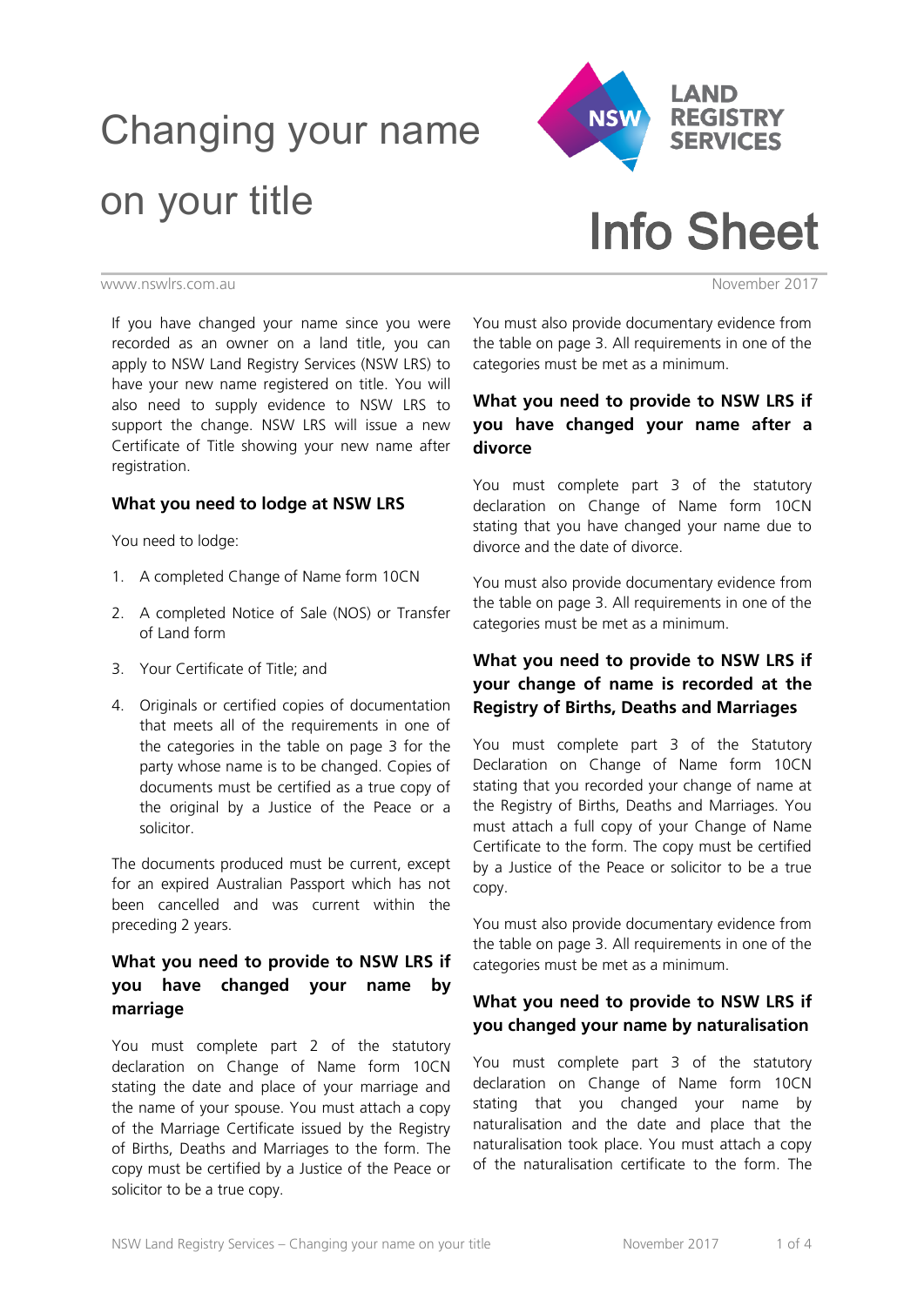# Changing your name on your title

**LAND REGISTRY SERVICES**

# Info Sheet

www.nswlrs.com.au

November 2017

If you have changed your name since you were recorded as an owner on a land title, you can apply to NSW Land Registry Services (NSW LRS) to have your new name registered on title. You will also need to supply evidence to NSW LRS to support the change. NSW LRS will issue a new Certificate of Title showing your new name after registration.

## What you need to lodge at NSW LRS

You need to lodge:

1. A completed Change of Name form 10CN
2. A completed Notice of Sale (NOS) or Transfer of Land form
3. Your Certificate of Title; and
4. Originals or certified copies of documentation that meets all of the requirements in one of the categories in the table on page 3 for the party whose name is to be changed. Copies of documents must be certified as a true copy of the original by a Justice of the Peace or a solicitor.

The documents produced must be current, except for an expired Australian Passport which has not been cancelled and was current within the preceding 2 years.

## What you need to provide to NSW LRS if you have changed your name by marriage

You must complete part 2 of the statutory declaration on Change of Name form 10CN stating the date and place of your marriage and the name of your spouse. You must attach a copy of the Marriage Certificate issued by the Registry of Births, Deaths and Marriages to the form. The copy must be certified by a Justice of the Peace or solicitor to be a true copy.

You must also provide documentary evidence from the table on page 3. All requirements in one of the categories must be met as a minimum.

## What you need to provide to NSW LRS if you have changed your name after a divorce

You must complete part 3 of the statutory declaration on Change of Name form 10CN stating that you have changed your name due to divorce and the date of divorce.

You must also provide documentary evidence from the table on page 3. All requirements in one of the categories must be met as a minimum.

## What you need to provide to NSW LRS if your change of name is recorded at the Registry of Births, Deaths and Marriages

You must complete part 3 of the Statutory Declaration on Change of Name form 10CN stating that you recorded your change of name at the Registry of Births, Deaths and Marriages. You must attach a full copy of your Change of Name Certificate to the form. The copy must be certified by a Justice of the Peace or solicitor to be a true copy.

You must also provide documentary evidence from the table on page 3. All requirements in one of the categories must be met as a minimum.

## What you need to provide to NSW LRS if you changed your name by naturalisation

You must complete part 3 of the statutory declaration on Change of Name form 10CN stating that you changed your name by naturalisation and the date and place that the naturalisation took place. You must attach a copy of the naturalisation certificate to the form. The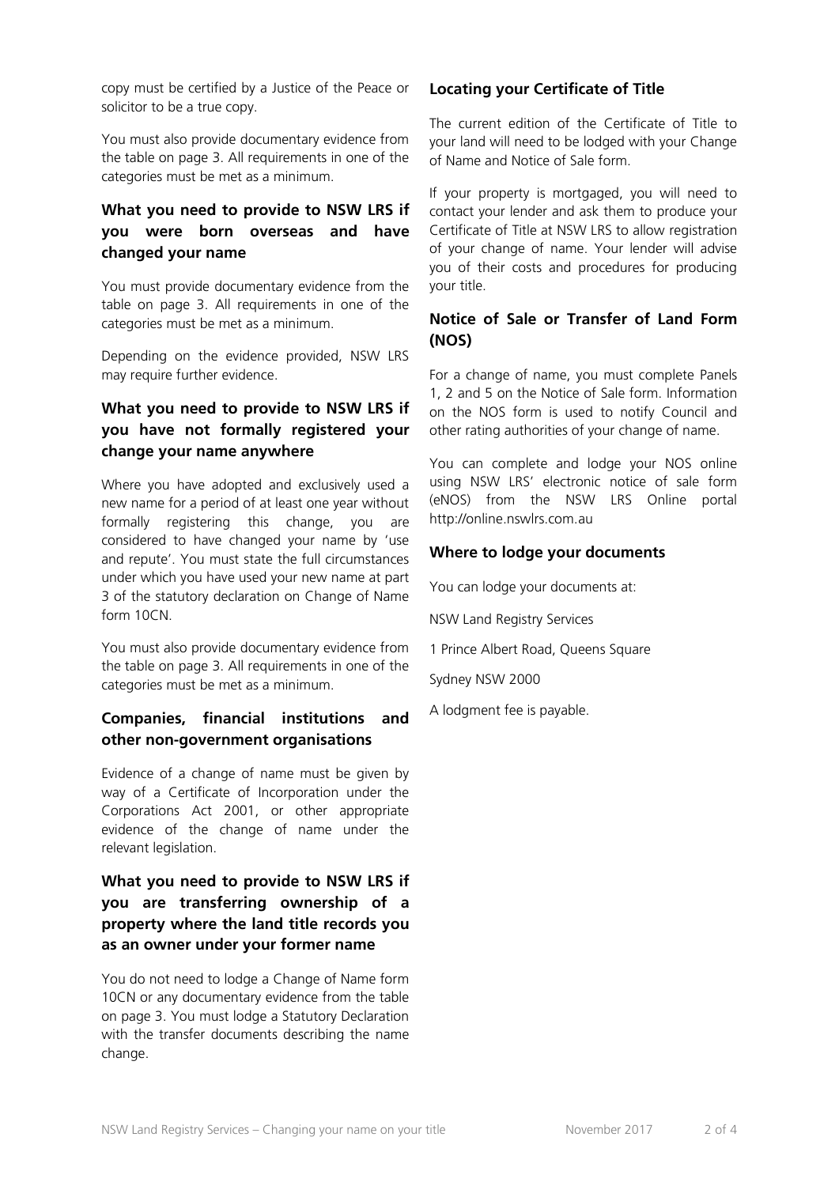copy must be certified by a Justice of the Peace or solicitor to be a true copy.

You must also provide documentary evidence from the table on page 3. All requirements in one of the categories must be met as a minimum.

### What you need to provide to NSW LRS if you were born overseas and have changed your name

You must provide documentary evidence from the table on page 3. All requirements in one of the categories must be met as a minimum.

Depending on the evidence provided, NSW LRS may require further evidence.

### What you need to provide to NSW LRS if you have not formally registered your change your name anywhere

Where you have adopted and exclusively used a new name for a period of at least one year without formally registering this change, you are considered to have changed your name by 'use and repute'. You must state the full circumstances under which you have used your new name at part 3 of the statutory declaration on Change of Name form 10CN.

You must also provide documentary evidence from the table on page 3. All requirements in one of the categories must be met as a minimum.

### Companies, financial institutions and other non-government organisations

Evidence of a change of name must be given by way of a Certificate of Incorporation under the Corporations Act 2001, or other appropriate evidence of the change of name under the relevant legislation.

### What you need to provide to NSW LRS if you are transferring ownership of a property where the land title records you as an owner under your former name

You do not need to lodge a Change of Name form 10CN or any documentary evidence from the table on page 3. You must lodge a Statutory Declaration with the transfer documents describing the name change.

### Locating your Certificate of Title

The current edition of the Certificate of Title to your land will need to be lodged with your Change of Name and Notice of Sale form.

If your property is mortgaged, you will need to contact your lender and ask them to produce your Certificate of Title at NSW LRS to allow registration of your change of name. Your lender will advise you of their costs and procedures for producing your title.

### Notice of Sale or Transfer of Land Form (NOS)

For a change of name, you must complete Panels 1, 2 and 5 on the Notice of Sale form. Information on the NOS form is used to notify Council and other rating authorities of your change of name.

You can complete and lodge your NOS online using NSW LRS' electronic notice of sale form (eNOS) from the NSW LRS Online portal http://online.nswlrs.com.au

### Where to lodge your documents

You can lodge your documents at:

NSW Land Registry Services

1 Prince Albert Road, Queens Square

Sydney NSW 2000

A lodgment fee is payable.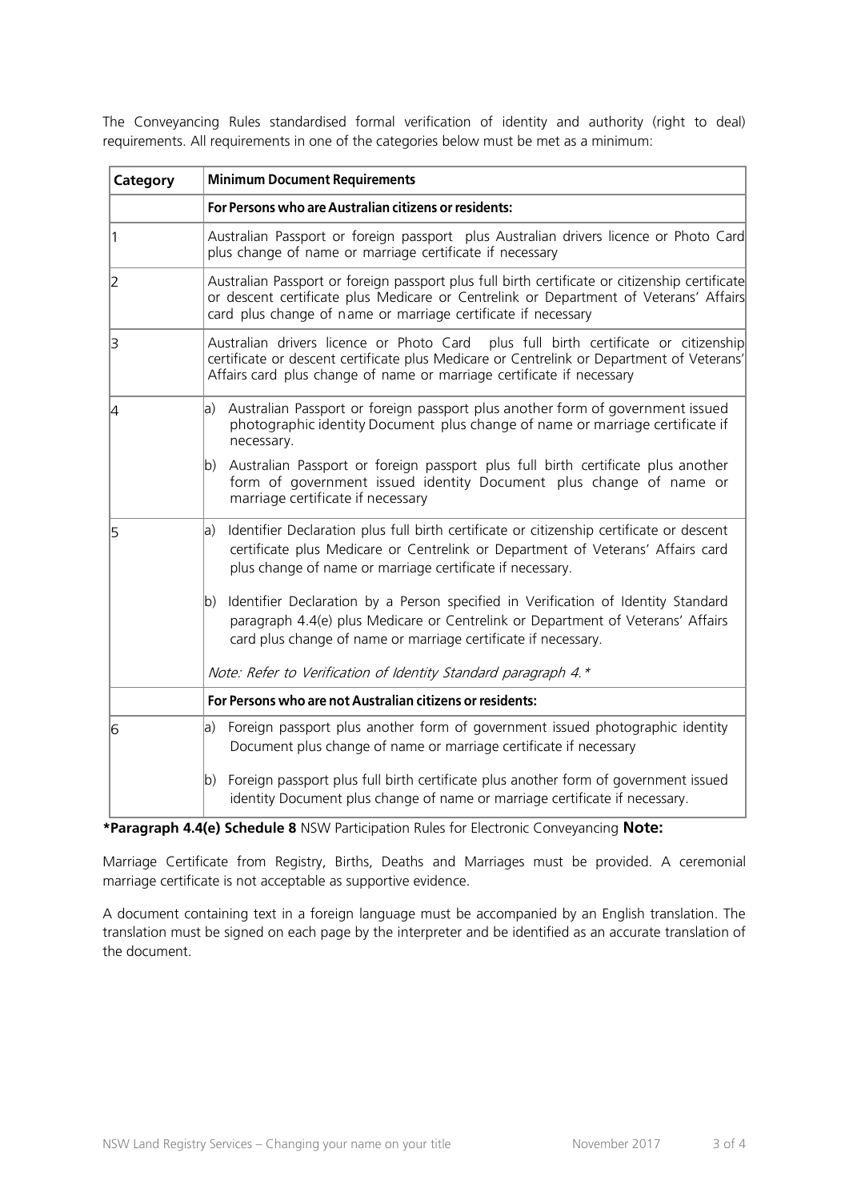The Conveyancing Rules standardised formal verification of identity and authority (right to deal) requirements. All requirements in one of the categories below must be met as a minimum:

| Category | Minimum Document Requirements |
|---|---|
| | **For Persons who are Australian citizens or residents:** |
| 1 | Australian Passport or foreign passport plus Australian drivers licence or Photo Card plus change of name or marriage certificate if necessary |
| 2 | Australian Passport or foreign passport plus full birth certificate or citizenship certificate or descent certificate plus Medicare or Centrelink or Department of Veterans' Affairs card plus change of name or marriage certificate if necessary |
| 3 | Australian drivers licence or Photo Card plus full birth certificate or citizenship certificate or descent certificate plus Medicare or Centrelink or Department of Veterans' Affairs card plus change of name or marriage certificate if necessary |
| 4 | a) Australian Passport or foreign passport plus another form of government issued photographic identity Document plus change of name or marriage certificate if necessary.<br>b) Australian Passport or foreign passport plus full birth certificate plus another form of government issued identity Document plus change of name or marriage certificate if necessary |
| 5 | a) Identifier Declaration plus full birth certificate or citizenship certificate or descent certificate plus Medicare or Centrelink or Department of Veterans' Affairs card plus change of name or marriage certificate if necessary.<br>b) Identifier Declaration by a Person specified in Verification of Identity Standard paragraph 4.4(e) plus Medicare or Centrelink or Department of Veterans' Affairs card plus change of name or marriage certificate if necessary.<br>*Note: Refer to Verification of Identity Standard paragraph 4.**\* |
| | **For Persons who are not Australian citizens or residents:** |
| 6 | a) Foreign passport plus another form of government issued photographic identity Document plus change of name or marriage certificate if necessary<br>b) Foreign passport plus full birth certificate plus another form of government issued identity Document plus change of name or marriage certificate if necessary. |

**\*Paragraph 4.4(e) Schedule 8** NSW Participation Rules for Electronic Conveyancing

**Note:**

Marriage Certificate from Registry, Births, Deaths and Marriages must be provided. A ceremonial marriage certificate is not acceptable as supportive evidence.

A document containing text in a foreign language must be accompanied by an English translation. The translation must be signed on each page by the interpreter and be identified as an accurate translation of the document.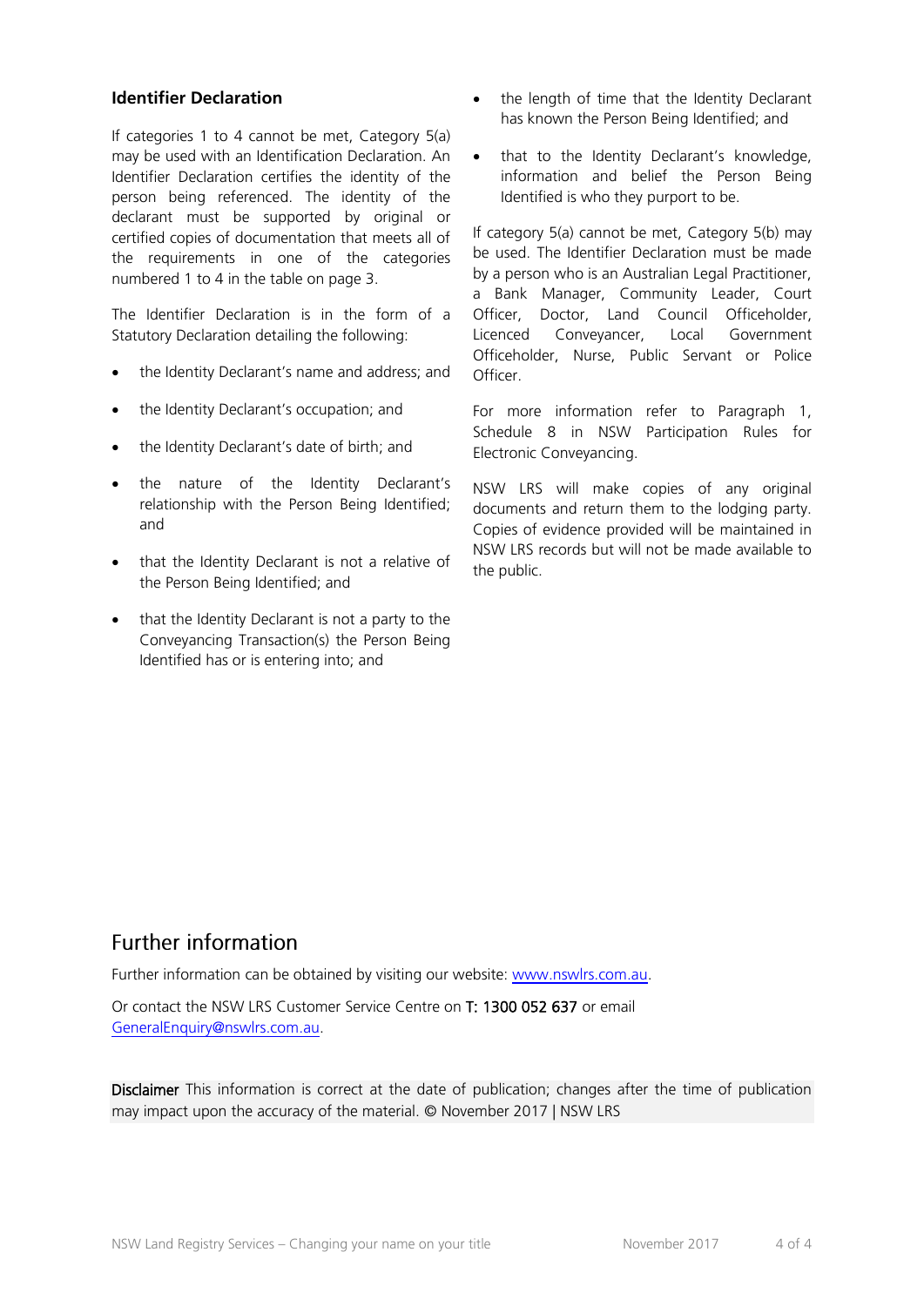### Identifier Declaration

If categories 1 to 4 cannot be met, Category 5(a) may be used with an Identification Declaration. An Identifier Declaration certifies the identity of the person being referenced. The identity of the declarant must be supported by original or certified copies of documentation that meets all of the requirements in one of the categories numbered 1 to 4 in the table on page 3.

The Identifier Declaration is in the form of a Statutory Declaration detailing the following:

- the Identity Declarant's name and address; and
- the Identity Declarant's occupation; and
- the Identity Declarant's date of birth; and
- the nature of the Identity Declarant's relationship with the Person Being Identified; and
- that the Identity Declarant is not a relative of the Person Being Identified; and
- that the Identity Declarant is not a party to the Conveyancing Transaction(s) the Person Being Identified has or is entering into; and
- the length of time that the Identity Declarant has known the Person Being Identified; and
- that to the Identity Declarant's knowledge, information and belief the Person Being Identified is who they purport to be.

If category 5(a) cannot be met, Category 5(b) may be used. The Identifier Declaration must be made by a person who is an Australian Legal Practitioner, a Bank Manager, Community Leader, Court Officer, Doctor, Land Council Officeholder, Licenced Conveyancer, Local Government Officeholder, Nurse, Public Servant or Police Officer.

For more information refer to Paragraph 1, Schedule 8 in NSW Participation Rules for Electronic Conveyancing.

NSW LRS will make copies of any original documents and return them to the lodging party. Copies of evidence provided will be maintained in NSW LRS records but will not be made available to the public.

## Further information

Further information can be obtained by visiting our website: [www.nswlrs.com.au](www.nswlrs.com.au).

Or contact the NSW LRS Customer Service Centre on **T: 1300 052 637** or email [GeneralEnquiry@nswlrs.com.au](mailto:GeneralEnquiry@nswlrs.com.au).

**Disclaimer** This information is correct at the date of publication; changes after the time of publication may impact upon the accuracy of the material. © November 2017 | NSW LRS